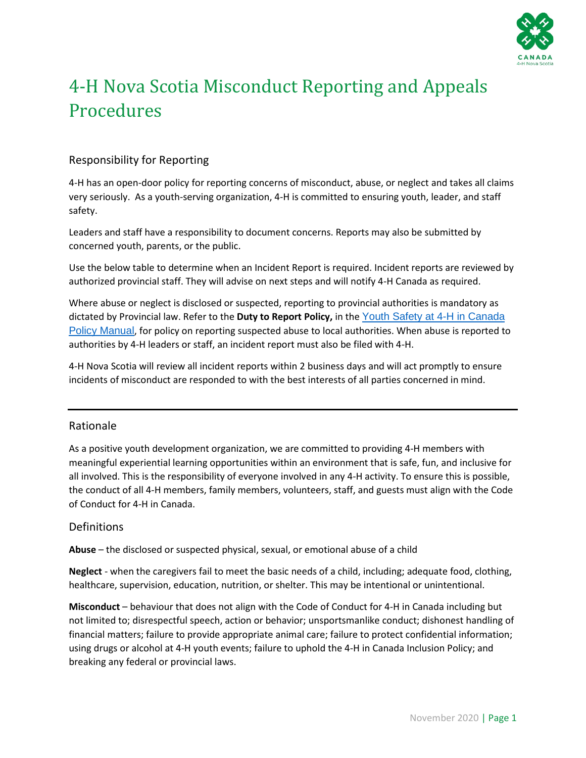# 4-H Nova Scotia Misconduct Reporting and Appeals Procedures

## Responsibility for Reporting

4-H has an open-door policy for reporting concerns of misconduct, abuse, or neglect and takes all claims very seriously. As a youth-serving organization, 4-H is committed to ensuring youth, leader, and staff safety.

Leaders and staff have a responsibility to document concerns. Reports may also be submitted by concerned youth, parents, or the public.

Use the below table to determine when an Incident Report is required. Incident reports are reviewed by authorized provincial staff. They will advise on next steps and will notify 4-H Canada as required.

Where abuse or neglect is disclosed or suspected, reporting to provincial authorities is mandatory as dictated by Provincial law. Refer to the **Duty to Report Policy,** in the Youth Safety at 4-H in Canada Policy Manual, for policy on reporting suspected abuse to local authorities. When abuse is reported to authorities by 4-H leaders or staff, an incident report must also be filed with 4-H.

4-H Nova Scotia will review all incident reports within 2 business days and will act promptly to ensure incidents of misconduct are responded to with the best interests of all parties concerned in mind.

---

## Rationale

As a positive youth development organization, we are committed to providing 4-H members with meaningful experiential learning opportunities within an environment that is safe, fun, and inclusive for all involved. This is the responsibility of everyone involved in any 4-H activity. To ensure this is possible, the conduct of all 4-H members, family members, volunteers, staff, and guests must align with the Code of Conduct for 4-H in Canada.

## Definitions

**Abuse** – the disclosed or suspected physical, sexual, or emotional abuse of a child

**Neglect** - when the caregivers fail to meet the basic needs of a child, including; adequate food, clothing, healthcare, supervision, education, nutrition, or shelter. This may be intentional or unintentional.

**Misconduct** – behaviour that does not align with the Code of Conduct for 4-H in Canada including but not limited to; disrespectful speech, action or behavior; unsportsmanlike conduct; dishonest handling of financial matters; failure to provide appropriate animal care; failure to protect confidential information; using drugs or alcohol at 4-H youth events; failure to uphold the 4-H in Canada Inclusion Policy; and breaking any federal or provincial laws.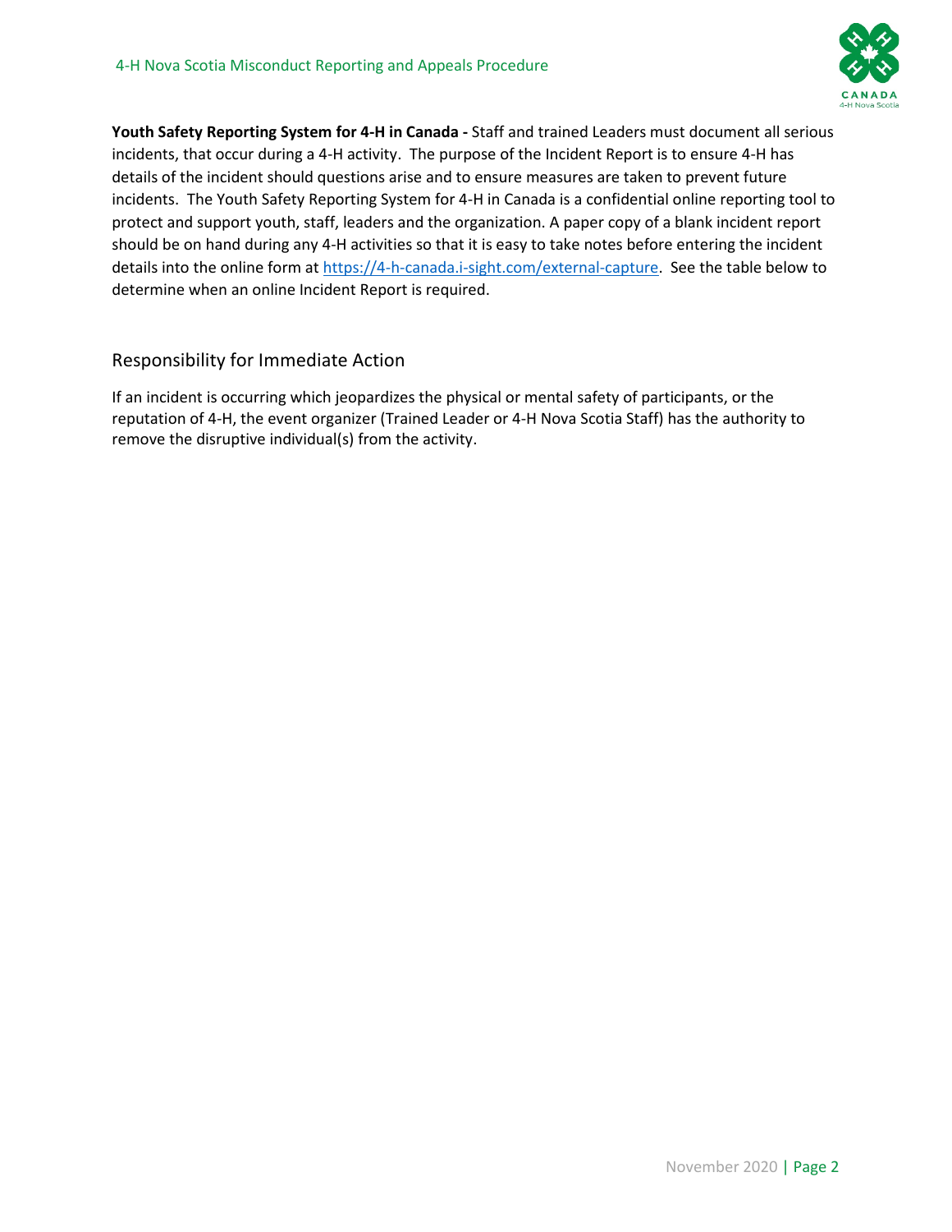**Youth Safety Reporting System for 4-H in Canada -** Staff and trained Leaders must document all serious incidents, that occur during a 4-H activity. The purpose of the Incident Report is to ensure 4-H has details of the incident should questions arise and to ensure measures are taken to prevent future incidents. The Youth Safety Reporting System for 4-H in Canada is a confidential online reporting tool to protect and support youth, staff, leaders and the organization. A paper copy of a blank incident report should be on hand during any 4-H activities so that it is easy to take notes before entering the incident details into the online form at [https://4-h-canada.i-sight.com/external-capture](https://4-h-canada.i-sight.com/external-capture). See the table below to determine when an online Incident Report is required.

## Responsibility for Immediate Action

If an incident is occurring which jeopardizes the physical or mental safety of participants, or the reputation of 4-H, the event organizer (Trained Leader or 4-H Nova Scotia Staff) has the authority to remove the disruptive individual(s) from the activity.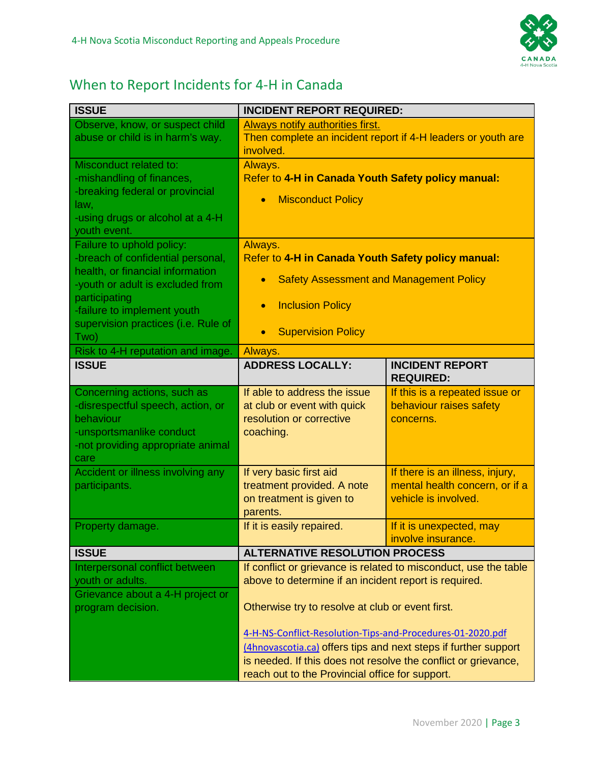## When to Report Incidents for 4-H in Canada

| ISSUE | INCIDENT REPORT REQUIRED: | |
|---|---|---|
| Observe, know, or suspect child abuse or child is in harm's way. | Always notify authorities first.<br>Then complete an incident report if 4-H leaders or youth are involved. | |
| Misconduct related to:<br>-mishandling of finances,<br>-breaking federal or provincial law,<br>-using drugs or alcohol at a 4-H youth event. | Always.<br>Refer to **4-H in Canada Youth Safety policy manual:**<br>• Misconduct Policy | |
| Failure to uphold policy:<br>-breach of confidential personal, health, or financial information<br>-youth or adult is excluded from participating<br>-failure to implement youth supervision practices (i.e. Rule of Two) | Always.<br>Refer to **4-H in Canada Youth Safety policy manual:**<br>• Safety Assessment and Management Policy<br>• Inclusion Policy<br>• Supervision Policy | |
| Risk to 4-H reputation and image. | Always. | |
| **ISSUE** | **ADDRESS LOCALLY:** | **INCIDENT REPORT REQUIRED:** |
| Concerning actions, such as<br>-disrespectful speech, action, or behaviour<br>-unsportsmanlike conduct<br>-not providing appropriate animal care | If able to address the issue at club or event with quick resolution or corrective coaching. | If this is a repeated issue or behaviour raises safety concerns. |
| Accident or illness involving any participants. | If very basic first aid treatment provided. A note on treatment is given to parents. | If there is an illness, injury, mental health concern, or if a vehicle is involved. |
| Property damage. | If it is easily repaired. | If it is unexpected, may involve insurance. |
| **ISSUE** | **ALTERNATIVE RESOLUTION PROCESS** | |
| Interpersonal conflict between youth or adults.<br>Grievance about a 4-H project or program decision. | If conflict or grievance is related to misconduct, use the table above to determine if an incident report is required.<br><br>Otherwise try to resolve at club or event first.<br><br>4-H-NS-Conflict-Resolution-Tips-and-Procedures-01-2020.pdf (4hnovascotia.ca) offers tips and next steps if further support is needed. If this does not resolve the conflict or grievance, reach out to the Provincial office for support. | |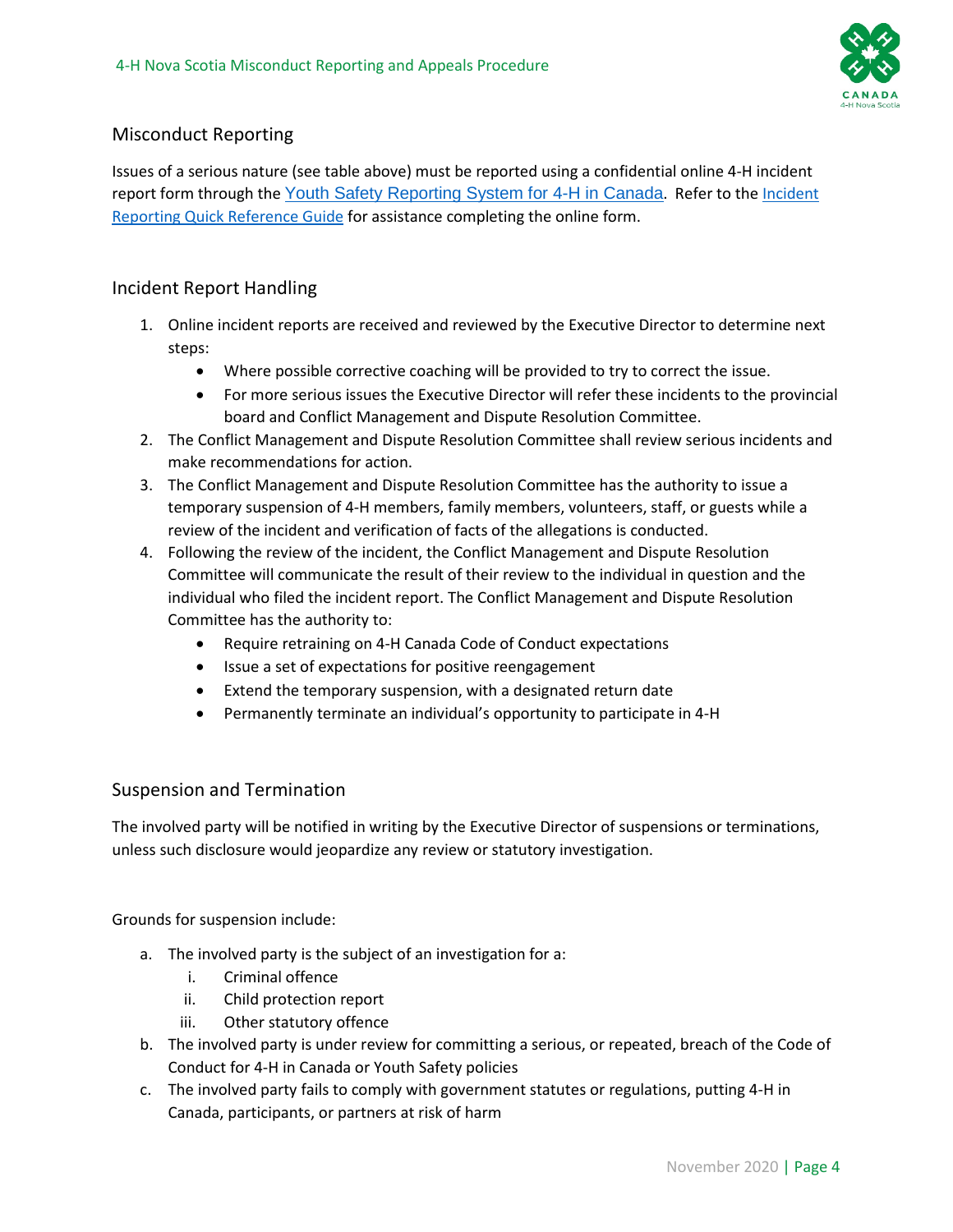## Misconduct Reporting

Issues of a serious nature (see table above) must be reported using a confidential online 4-H incident report form through the Youth Safety Reporting System for 4-H in Canada. Refer to the Incident Reporting Quick Reference Guide for assistance completing the online form.

## Incident Report Handling

1. Online incident reports are received and reviewed by the Executive Director to determine next steps:
   - Where possible corrective coaching will be provided to try to correct the issue.
   - For more serious issues the Executive Director will refer these incidents to the provincial board and Conflict Management and Dispute Resolution Committee.
2. The Conflict Management and Dispute Resolution Committee shall review serious incidents and make recommendations for action.
3. The Conflict Management and Dispute Resolution Committee has the authority to issue a temporary suspension of 4-H members, family members, volunteers, staff, or guests while a review of the incident and verification of facts of the allegations is conducted.
4. Following the review of the incident, the Conflict Management and Dispute Resolution Committee will communicate the result of their review to the individual in question and the individual who filed the incident report. The Conflict Management and Dispute Resolution Committee has the authority to:
   - Require retraining on 4-H Canada Code of Conduct expectations
   - Issue a set of expectations for positive reengagement
   - Extend the temporary suspension, with a designated return date
   - Permanently terminate an individual's opportunity to participate in 4-H

## Suspension and Termination

The involved party will be notified in writing by the Executive Director of suspensions or terminations, unless such disclosure would jeopardize any review or statutory investigation.

Grounds for suspension include:

a. The involved party is the subject of an investigation for a:
   i. Criminal offence
   ii. Child protection report
   iii. Other statutory offence
b. The involved party is under review for committing a serious, or repeated, breach of the Code of Conduct for 4-H in Canada or Youth Safety policies
c. The involved party fails to comply with government statutes or regulations, putting 4-H in Canada, participants, or partners at risk of harm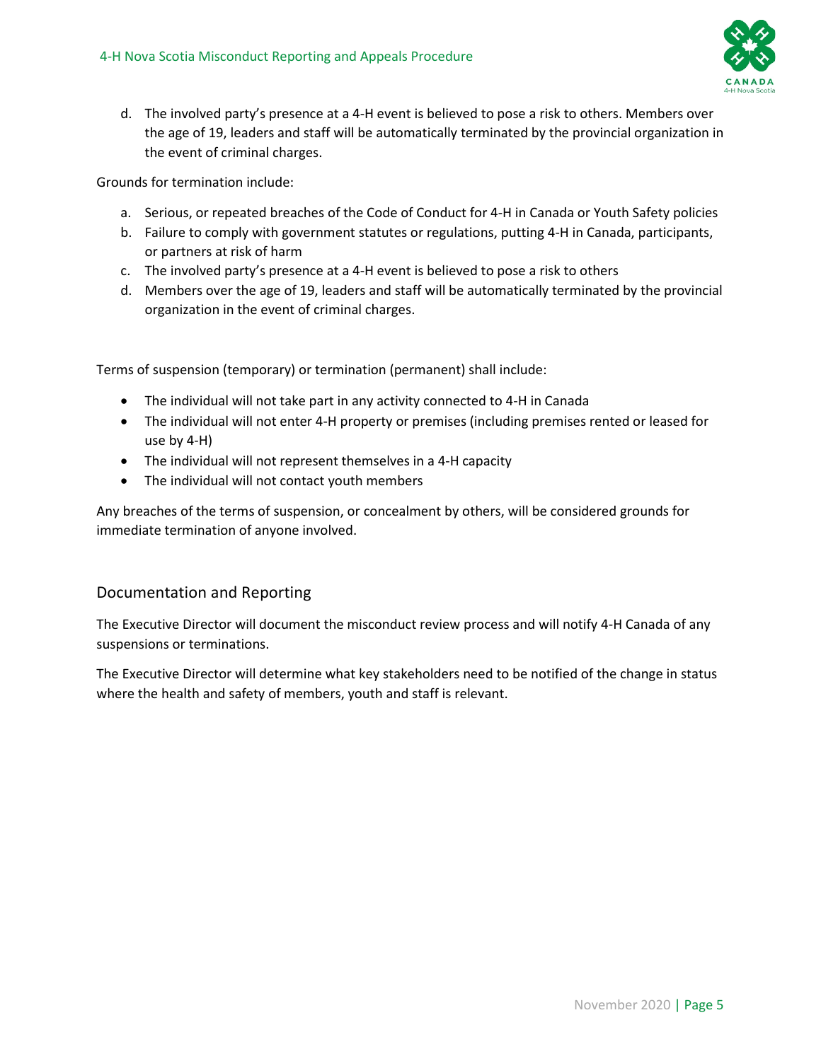d. The involved party's presence at a 4-H event is believed to pose a risk to others. Members over the age of 19, leaders and staff will be automatically terminated by the provincial organization in the event of criminal charges.

Grounds for termination include:

a. Serious, or repeated breaches of the Code of Conduct for 4-H in Canada or Youth Safety policies
b. Failure to comply with government statutes or regulations, putting 4-H in Canada, participants, or partners at risk of harm
c. The involved party's presence at a 4-H event is believed to pose a risk to others
d. Members over the age of 19, leaders and staff will be automatically terminated by the provincial organization in the event of criminal charges.

Terms of suspension (temporary) or termination (permanent) shall include:

- The individual will not take part in any activity connected to 4-H in Canada
- The individual will not enter 4-H property or premises (including premises rented or leased for use by 4-H)
- The individual will not represent themselves in a 4-H capacity
- The individual will not contact youth members

Any breaches of the terms of suspension, or concealment by others, will be considered grounds for immediate termination of anyone involved.

## Documentation and Reporting

The Executive Director will document the misconduct review process and will notify 4-H Canada of any suspensions or terminations.

The Executive Director will determine what key stakeholders need to be notified of the change in status where the health and safety of members, youth and staff is relevant.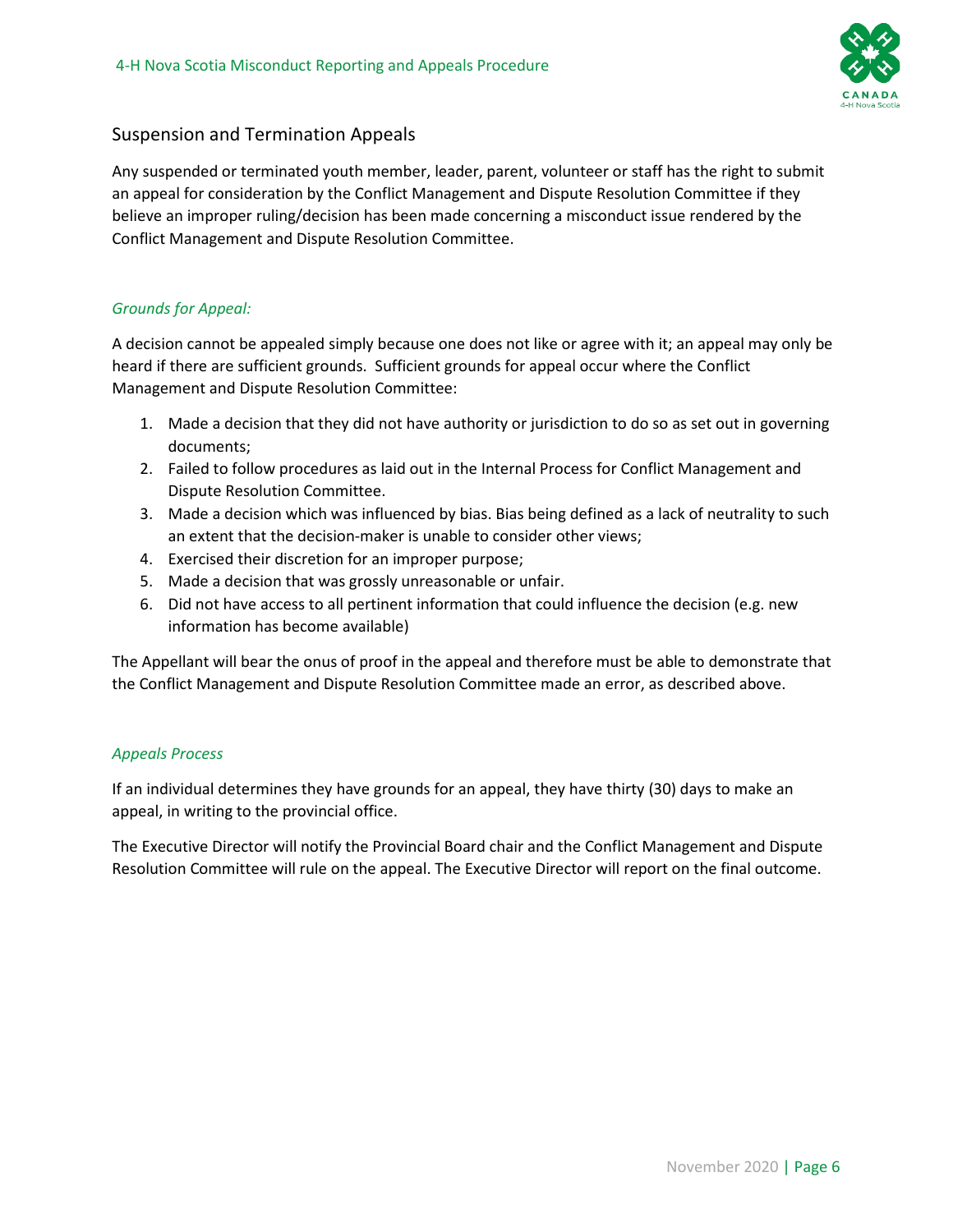## Suspension and Termination Appeals

Any suspended or terminated youth member, leader, parent, volunteer or staff has the right to submit an appeal for consideration by the Conflict Management and Dispute Resolution Committee if they believe an improper ruling/decision has been made concerning a misconduct issue rendered by the Conflict Management and Dispute Resolution Committee.

### *Grounds for Appeal:*

A decision cannot be appealed simply because one does not like or agree with it; an appeal may only be heard if there are sufficient grounds. Sufficient grounds for appeal occur where the Conflict Management and Dispute Resolution Committee:

1. Made a decision that they did not have authority or jurisdiction to do so as set out in governing documents;
2. Failed to follow procedures as laid out in the Internal Process for Conflict Management and Dispute Resolution Committee.
3. Made a decision which was influenced by bias. Bias being defined as a lack of neutrality to such an extent that the decision-maker is unable to consider other views;
4. Exercised their discretion for an improper purpose;
5. Made a decision that was grossly unreasonable or unfair.
6. Did not have access to all pertinent information that could influence the decision (e.g. new information has become available)

The Appellant will bear the onus of proof in the appeal and therefore must be able to demonstrate that the Conflict Management and Dispute Resolution Committee made an error, as described above.

### *Appeals Process*

If an individual determines they have grounds for an appeal, they have thirty (30) days to make an appeal, in writing to the provincial office.

The Executive Director will notify the Provincial Board chair and the Conflict Management and Dispute Resolution Committee will rule on the appeal. The Executive Director will report on the final outcome.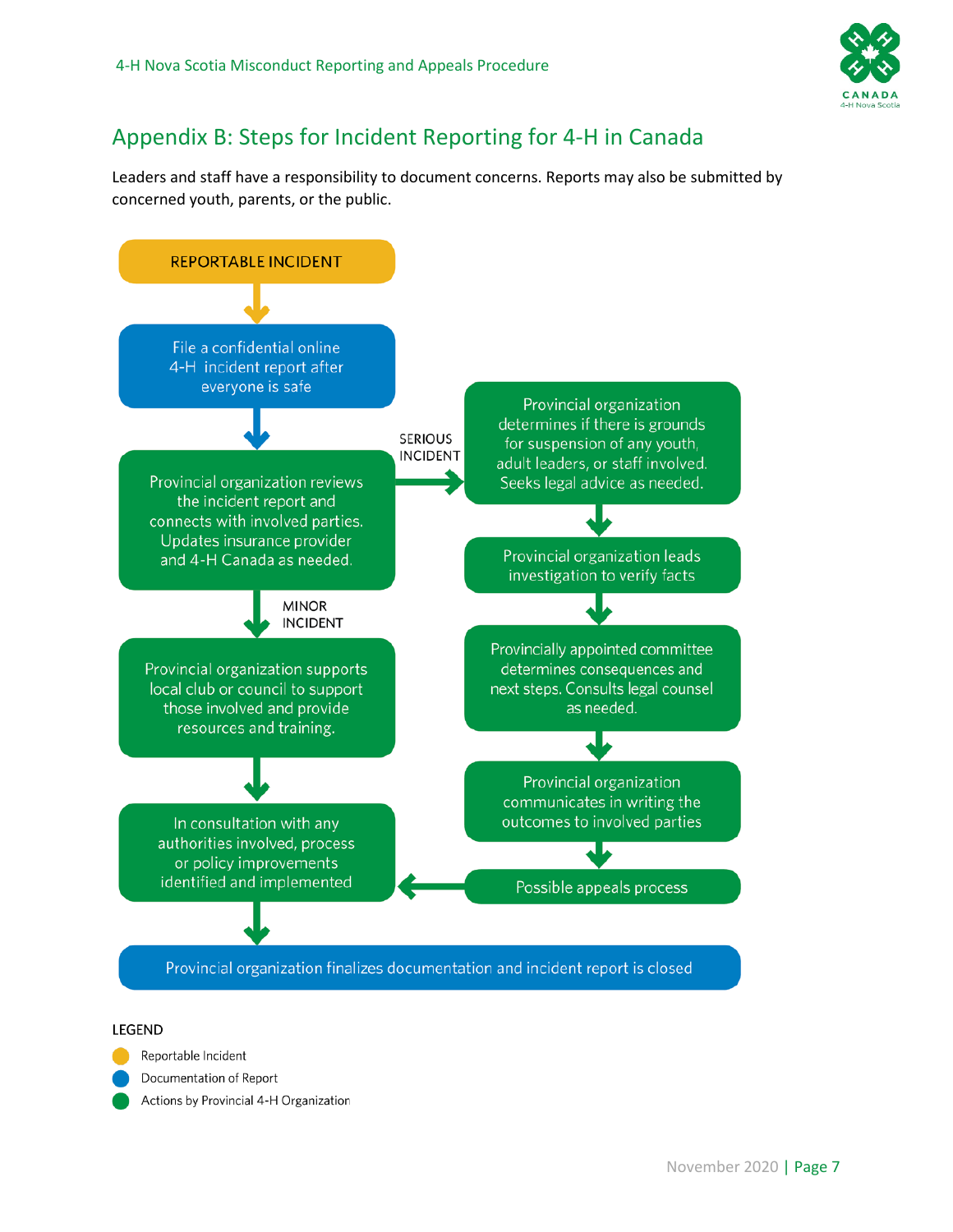## Appendix B: Steps for Incident Reporting for 4-H in Canada

Leaders and staff have a responsibility to document concerns. Reports may also be submitted by concerned youth, parents, or the public.

REPORTABLE INCIDENT

File a confidential online 4-H incident report after everyone is safe

Provincial organization reviews the incident report and connects with involved parties. Updates insurance provider and 4-H Canada as needed.

SERIOUS INCIDENT

Provincial organization determines if there is grounds for suspension of any youth, adult leaders, or staff involved. Seeks legal advice as needed.

Provincial organization leads investigation to verify facts

Provincially appointed committee determines consequences and next steps. Consults legal counsel as needed.

Provincial organization communicates in writing the outcomes to involved parties

Possible appeals process

MINOR INCIDENT

Provincial organization supports local club or council to support those involved and provide resources and training.

In consultation with any authorities involved, process or policy improvements identified and implemented

Provincial organization finalizes documentation and incident report is closed

LEGEND

- Reportable Incident
- Documentation of Report
- Actions by Provincial 4-H Organization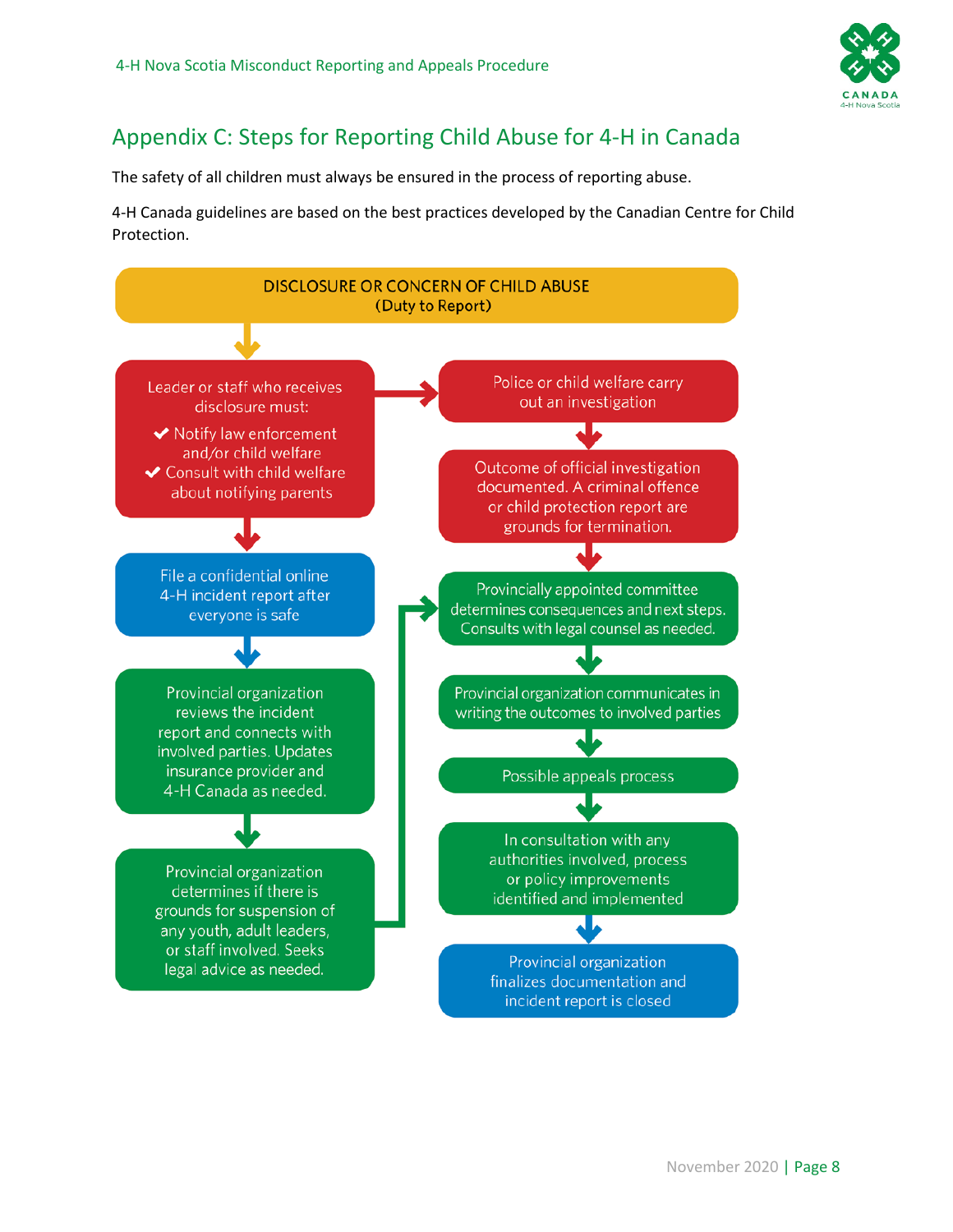## Appendix C: Steps for Reporting Child Abuse for 4-H in Canada

The safety of all children must always be ensured in the process of reporting abuse.

4-H Canada guidelines are based on the best practices developed by the Canadian Centre for Child Protection.

**DISCLOSURE OR CONCERN OF CHILD ABUSE**
(Duty to Report)

↓

Leader or staff who receives disclosure must:

- ✔ Notify law enforcement and/or child welfare
- ✔ Consult with child welfare about notifying parents

↓

File a confidential online 4-H incident report after everyone is safe

↓

Provincial organization reviews the incident report and connects with involved parties. Updates insurance provider and 4-H Canada as needed.

↓

Provincial organization determines if there is grounds for suspension of any youth, adult leaders, or staff involved. Seeks legal advice as needed.

→ (to "Provincially appointed committee determines consequences and next steps.")

---

(from "Leader or staff who receives disclosure must") →

Police or child welfare carry out an investigation

↓

Outcome of official investigation documented. A criminal offence or child protection report are grounds for termination.

↓

Provincially appointed committee determines consequences and next steps. Consults with legal counsel as needed.

↓

Provincial organization communicates in writing the outcomes to involved parties

↓

Possible appeals process

↓

In consultation with any authorities involved, process or policy improvements identified and implemented

↓

Provincial organization finalizes documentation and incident report is closed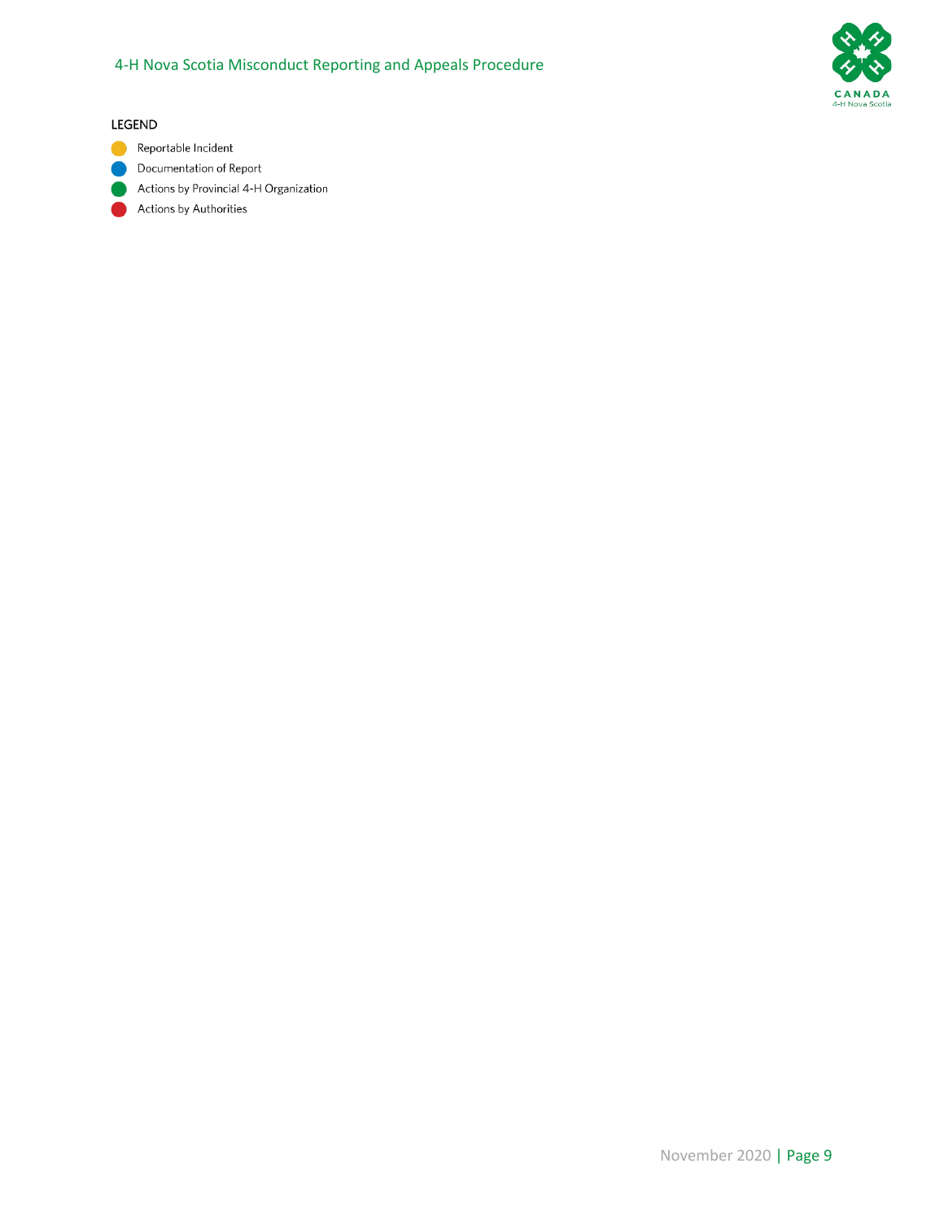LEGEND

- Reportable Incident
- Documentation of Report
- Actions by Provincial 4-H Organization
- Actions by Authorities